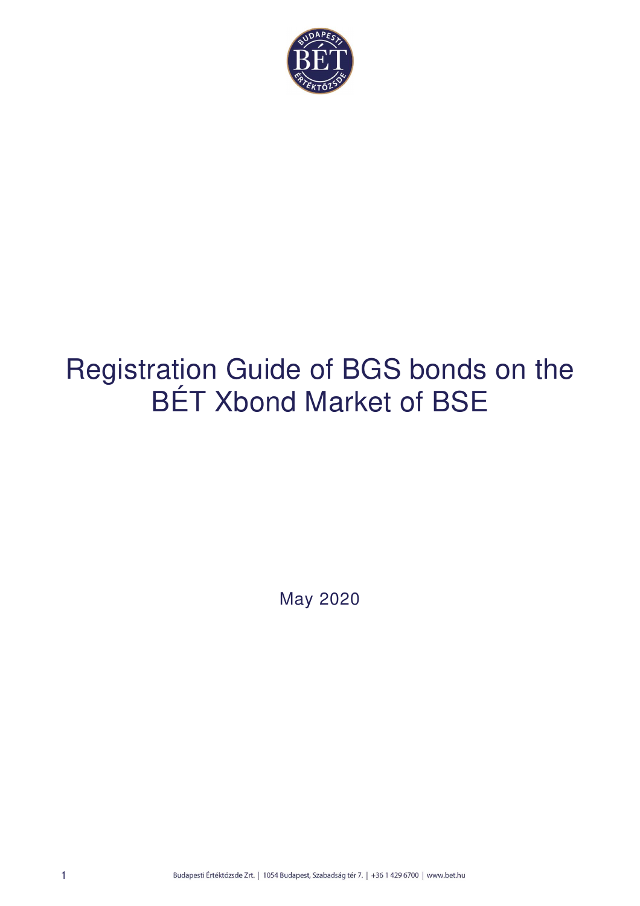# Registration Guide of BGS bonds on the BÉT Xbond Market of BSE

May 2020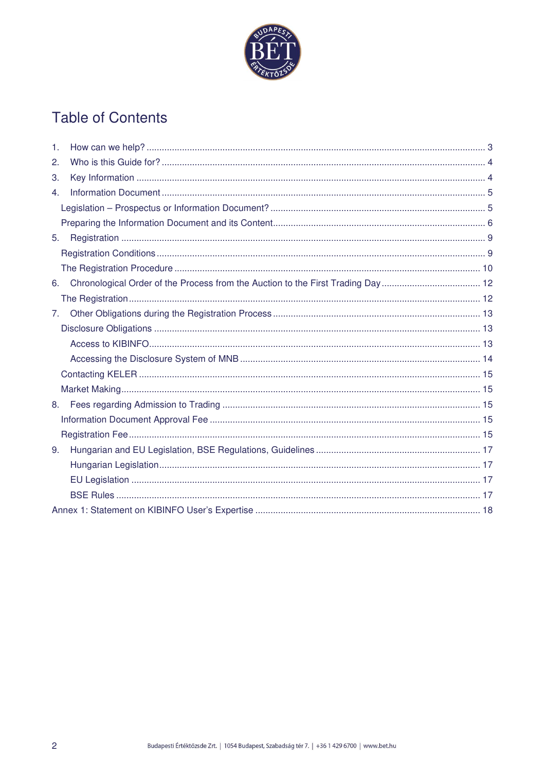# Table of Contents

1. How can we help? ..... 3
2. Who is this Guide for? ..... 4
3. Key Information ..... 4
4. Information Document ..... 5
   - Legislation – Prospectus or Information Document? ..... 5
   - Preparing the Information Document and its Content ..... 6
5. Registration ..... 9
   - Registration Conditions ..... 9
   - The Registration Procedure ..... 10
6. Chronological Order of the Process from the Auction to the First Trading Day ..... 12
   - The Registration ..... 12
7. Other Obligations during the Registration Process ..... 13
   - Disclosure Obligations ..... 13
     - Access to KIBINFO ..... 13
     - Accessing the Disclosure System of MNB ..... 14
   - Contacting KELER ..... 15
   - Market Making ..... 15
8. Fees regarding Admission to Trading ..... 15
   - Information Document Approval Fee ..... 15
   - Registration Fee ..... 15
9. Hungarian and EU Legislation, BSE Regulations, Guidelines ..... 17
   - Hungarian Legislation ..... 17
   - EU Legislation ..... 17
   - BSE Rules ..... 17

Annex 1: Statement on KIBINFO User's Expertise ..... 18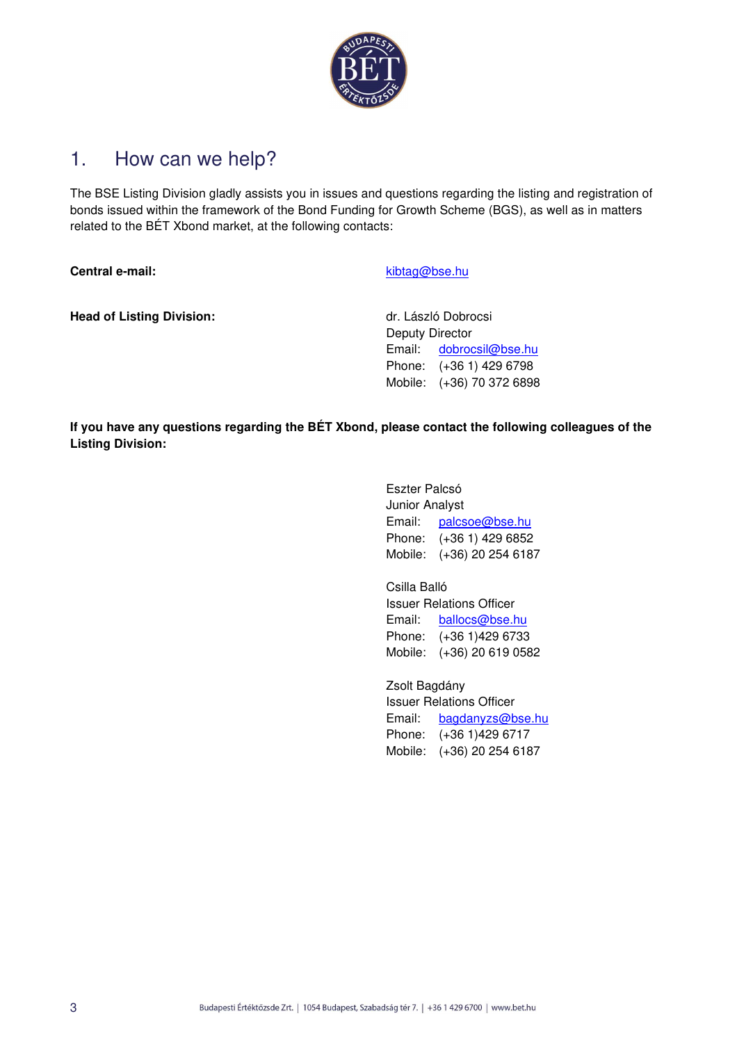# 1. How can we help?

The BSE Listing Division gladly assists you in issues and questions regarding the listing and registration of bonds issued within the framework of the Bond Funding for Growth Scheme (BGS), as well as in matters related to the BÉT Xbond market, at the following contacts:

**Central e-mail:** kibtag@bse.hu

**Head of Listing Division:**

dr. László Dobrocsi
Deputy Director
Email: dobrocsil@bse.hu
Phone: (+36 1) 429 6798
Mobile: (+36) 70 372 6898

**If you have any questions regarding the BÉT Xbond, please contact the following colleagues of the Listing Division:**

Eszter Palcsó
Junior Analyst
Email: palcsoe@bse.hu
Phone: (+36 1) 429 6852
Mobile: (+36) 20 254 6187

Csilla Balló
Issuer Relations Officer
Email: ballocs@bse.hu
Phone: (+36 1)429 6733
Mobile: (+36) 20 619 0582

Zsolt Bagdány
Issuer Relations Officer
Email: bagdanyzs@bse.hu
Phone: (+36 1)429 6717
Mobile: (+36) 20 254 6187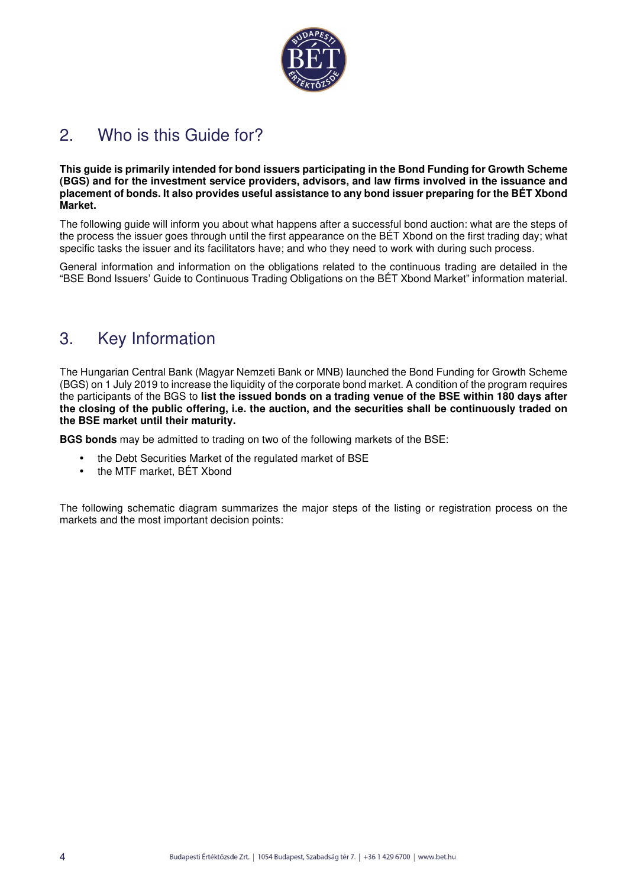## 2. Who is this Guide for?

**This guide is primarily intended for bond issuers participating in the Bond Funding for Growth Scheme (BGS) and for the investment service providers, advisors, and law firms involved in the issuance and placement of bonds. It also provides useful assistance to any bond issuer preparing for the BÉT Xbond Market.**

The following guide will inform you about what happens after a successful bond auction: what are the steps of the process the issuer goes through until the first appearance on the BÉT Xbond on the first trading day; what specific tasks the issuer and its facilitators have; and who they need to work with during such process.

General information and information on the obligations related to the continuous trading are detailed in the "BSE Bond Issuers' Guide to Continuous Trading Obligations on the BÉT Xbond Market" information material.

## 3. Key Information

The Hungarian Central Bank (Magyar Nemzeti Bank or MNB) launched the Bond Funding for Growth Scheme (BGS) on 1 July 2019 to increase the liquidity of the corporate bond market. A condition of the program requires the participants of the BGS to **list the issued bonds on a trading venue of the BSE within 180 days after the closing of the public offering, i.e. the auction, and the securities shall be continuously traded on the BSE market until their maturity.**

**BGS bonds** may be admitted to trading on two of the following markets of the BSE:

- the Debt Securities Market of the regulated market of BSE
- the MTF market, BÉT Xbond

The following schematic diagram summarizes the major steps of the listing or registration process on the markets and the most important decision points: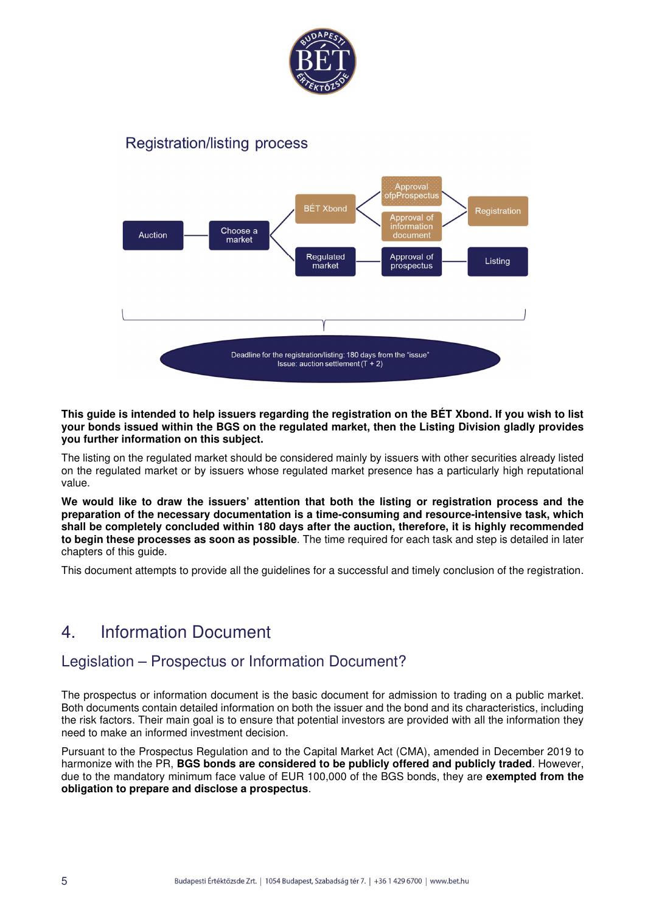## Registration/listing process

Auction → Choose a market → BÉT Xbond → Approval ofpProspectus / Approval of information document → Registration

Auction → Choose a market → Regulated market → Approval of prospectus → Listing

Deadline for the registration/listing: 180 days from the "issue"
Issue: auction settlement (T + 2)

**This guide is intended to help issuers regarding the registration on the BÉT Xbond. If you wish to list your bonds issued within the BGS on the regulated market, then the Listing Division gladly provides you further information on this subject.**

The listing on the regulated market should be considered mainly by issuers with other securities already listed on the regulated market or by issuers whose regulated market presence has a particularly high reputational value.

**We would like to draw the issuers' attention that both the listing or registration process and the preparation of the necessary documentation is a time-consuming and resource-intensive task, which shall be completely concluded within 180 days after the auction, therefore, it is highly recommended to begin these processes as soon as possible**. The time required for each task and step is detailed in later chapters of this guide.

This document attempts to provide all the guidelines for a successful and timely conclusion of the registration.

# 4. Information Document

## Legislation – Prospectus or Information Document?

The prospectus or information document is the basic document for admission to trading on a public market. Both documents contain detailed information on both the issuer and the bond and its characteristics, including the risk factors. Their main goal is to ensure that potential investors are provided with all the information they need to make an informed investment decision.

Pursuant to the Prospectus Regulation and to the Capital Market Act (CMA), amended in December 2019 to harmonize with the PR, **BGS bonds are considered to be publicly offered and publicly traded**. However, due to the mandatory minimum face value of EUR 100,000 of the BGS bonds, they are **exempted from the obligation to prepare and disclose a prospectus**.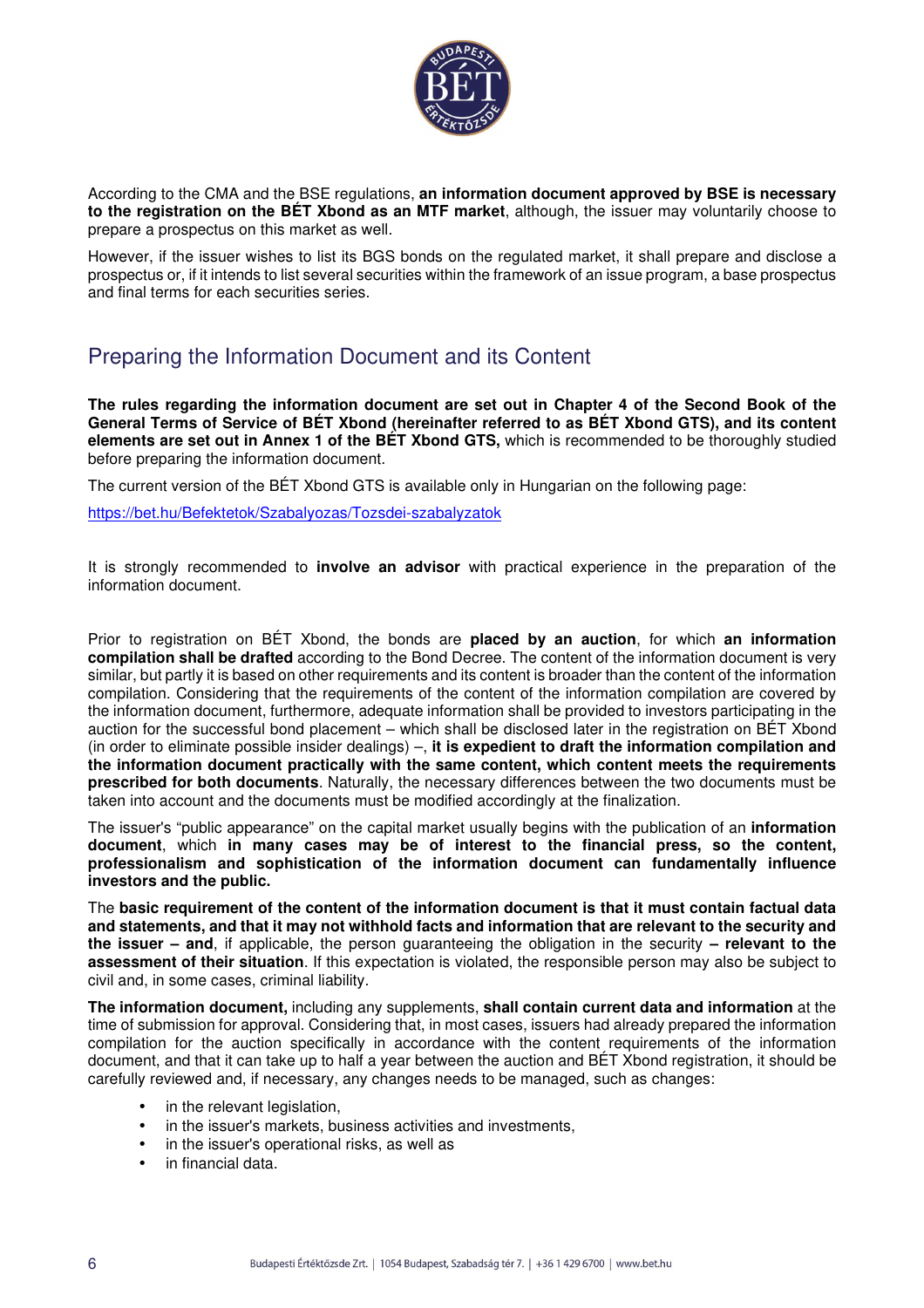According to the CMA and the BSE regulations, **an information document approved by BSE is necessary to the registration on the BÉT Xbond as an MTF market**, although, the issuer may voluntarily choose to prepare a prospectus on this market as well.

However, if the issuer wishes to list its BGS bonds on the regulated market, it shall prepare and disclose a prospectus or, if it intends to list several securities within the framework of an issue program, a base prospectus and final terms for each securities series.

## Preparing the Information Document and its Content

**The rules regarding the information document are set out in Chapter 4 of the Second Book of the General Terms of Service of BÉT Xbond (hereinafter referred to as BÉT Xbond GTS), and its content elements are set out in Annex 1 of the BÉT Xbond GTS,** which is recommended to be thoroughly studied before preparing the information document.

The current version of the BÉT Xbond GTS is available only in Hungarian on the following page:

https://bet.hu/Befektetok/Szabalyozas/Tozsdei-szabalyzatok

It is strongly recommended to **involve an advisor** with practical experience in the preparation of the information document.

Prior to registration on BÉT Xbond, the bonds are **placed by an auction**, for which **an information compilation shall be drafted** according to the Bond Decree. The content of the information document is very similar, but partly it is based on other requirements and its content is broader than the content of the information compilation. Considering that the requirements of the content of the information compilation are covered by the information document, furthermore, adequate information shall be provided to investors participating in the auction for the successful bond placement – which shall be disclosed later in the registration on BÉT Xbond (in order to eliminate possible insider dealings) –, **it is expedient to draft the information compilation and the information document practically with the same content, which content meets the requirements prescribed for both documents**. Naturally, the necessary differences between the two documents must be taken into account and the documents must be modified accordingly at the finalization.

The issuer's "public appearance" on the capital market usually begins with the publication of an **information document**, which **in many cases may be of interest to the financial press, so the content, professionalism and sophistication of the information document can fundamentally influence investors and the public.**

The **basic requirement of the content of the information document is that it must contain factual data and statements, and that it may not withhold facts and information that are relevant to the security and the issuer – and**, if applicable, the person guaranteeing the obligation in the security **– relevant to the assessment of their situation**. If this expectation is violated, the responsible person may also be subject to civil and, in some cases, criminal liability.

**The information document,** including any supplements, **shall contain current data and information** at the time of submission for approval. Considering that, in most cases, issuers had already prepared the information compilation for the auction specifically in accordance with the content requirements of the information document, and that it can take up to half a year between the auction and BÉT Xbond registration, it should be carefully reviewed and, if necessary, any changes needs to be managed, such as changes:

- in the relevant legislation,
- in the issuer's markets, business activities and investments,
- in the issuer's operational risks, as well as
- in financial data.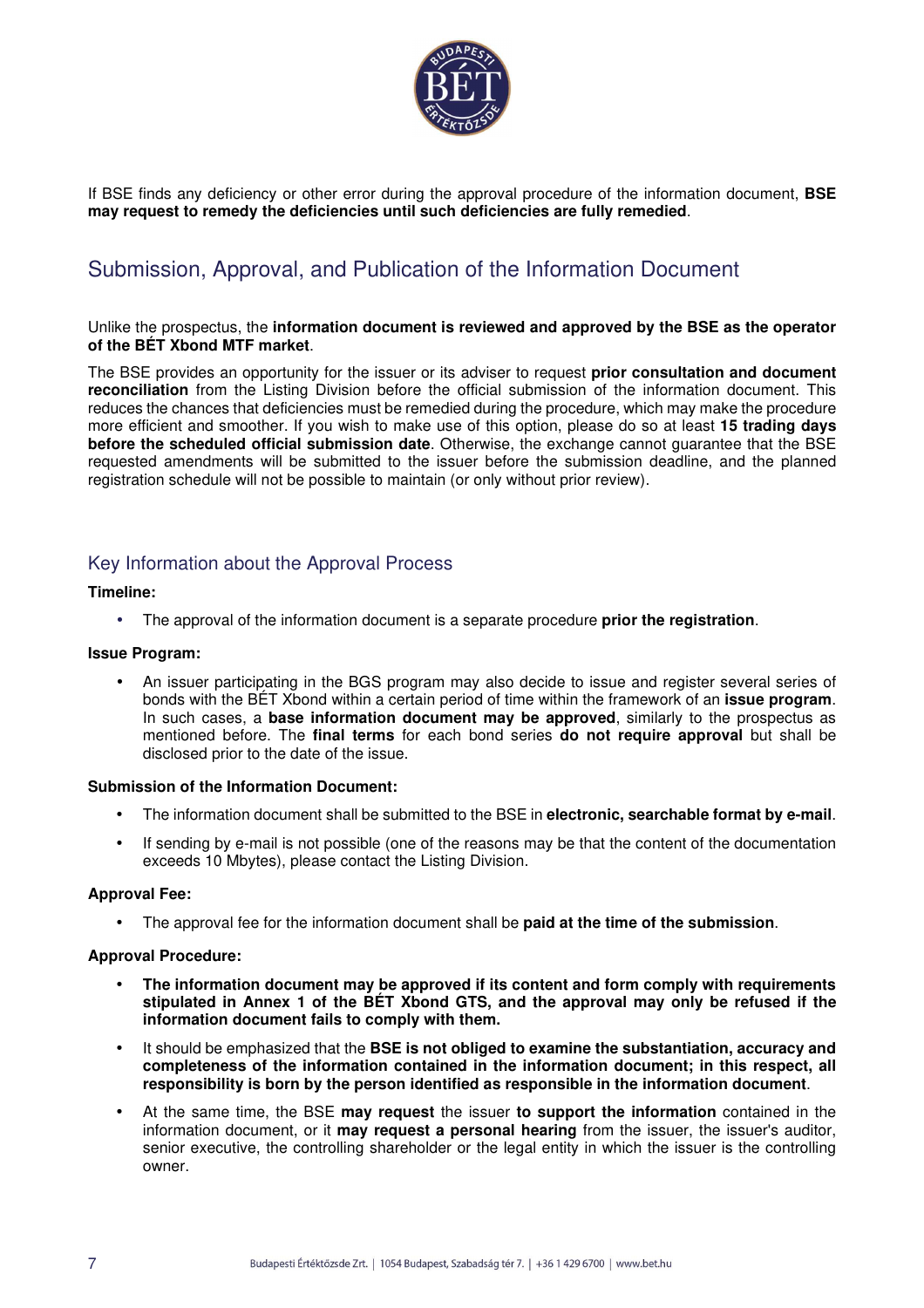If BSE finds any deficiency or other error during the approval procedure of the information document, **BSE may request to remedy the deficiencies until such deficiencies are fully remedied**.

## Submission, Approval, and Publication of the Information Document

Unlike the prospectus, the **information document is reviewed and approved by the BSE as the operator of the BÉT Xbond MTF market**.

The BSE provides an opportunity for the issuer or its adviser to request **prior consultation and document reconciliation** from the Listing Division before the official submission of the information document. This reduces the chances that deficiencies must be remedied during the procedure, which may make the procedure more efficient and smoother. If you wish to make use of this option, please do so at least **15 trading days before the scheduled official submission date**. Otherwise, the exchange cannot guarantee that the BSE requested amendments will be submitted to the issuer before the submission deadline, and the planned registration schedule will not be possible to maintain (or only without prior review).

### Key Information about the Approval Process

**Timeline:**

- The approval of the information document is a separate procedure **prior the registration**.

**Issue Program:**

- An issuer participating in the BGS program may also decide to issue and register several series of bonds with the BÉT Xbond within a certain period of time within the framework of an **issue program**. In such cases, a **base information document may be approved**, similarly to the prospectus as mentioned before. The **final terms** for each bond series **do not require approval** but shall be disclosed prior to the date of the issue.

**Submission of the Information Document:**

- The information document shall be submitted to the BSE in **electronic, searchable format by e-mail**.
- If sending by e-mail is not possible (one of the reasons may be that the content of the documentation exceeds 10 Mbytes), please contact the Listing Division.

**Approval Fee:**

- The approval fee for the information document shall be **paid at the time of the submission**.

**Approval Procedure:**

- **The information document may be approved if its content and form comply with requirements stipulated in Annex 1 of the BÉT Xbond GTS, and the approval may only be refused if the information document fails to comply with them.**
- It should be emphasized that the **BSE is not obliged to examine the substantiation, accuracy and completeness of the information contained in the information document; in this respect, all responsibility is born by the person identified as responsible in the information document**.
- At the same time, the BSE **may request** the issuer **to support the information** contained in the information document, or it **may request a personal hearing** from the issuer, the issuer's auditor, senior executive, the controlling shareholder or the legal entity in which the issuer is the controlling owner.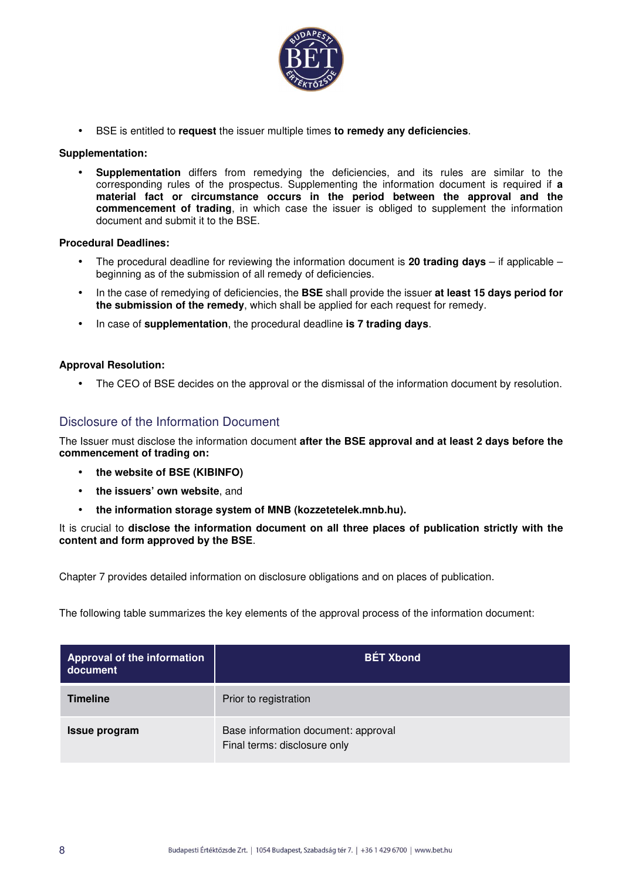- BSE is entitled to **request** the issuer multiple times **to remedy any deficiencies**.

**Supplementation:**

- **Supplementation** differs from remedying the deficiencies, and its rules are similar to the corresponding rules of the prospectus. Supplementing the information document is required if **a material fact or circumstance occurs in the period between the approval and the commencement of trading**, in which case the issuer is obliged to supplement the information document and submit it to the BSE.

**Procedural Deadlines:**

- The procedural deadline for reviewing the information document is **20 trading days** – if applicable – beginning as of the submission of all remedy of deficiencies.
- In the case of remedying of deficiencies, the **BSE** shall provide the issuer **at least 15 days period for the submission of the remedy**, which shall be applied for each request for remedy.
- In case of **supplementation**, the procedural deadline **is 7 trading days**.

**Approval Resolution:**

- The CEO of BSE decides on the approval or the dismissal of the information document by resolution.

## Disclosure of the Information Document

The Issuer must disclose the information document **after the BSE approval and at least 2 days before the commencement of trading on:**

- **the website of BSE (KIBINFO)**
- **the issuers' own website**, and
- **the information storage system of MNB (kozzetetelek.mnb.hu).**

It is crucial to **disclose the information document on all three places of publication strictly with the content and form approved by the BSE**.

Chapter 7 provides detailed information on disclosure obligations and on places of publication.

The following table summarizes the key elements of the approval process of the information document:

| Approval of the information document | BÉT Xbond |
|---|---|
| **Timeline** | Prior to registration |
| **Issue program** | Base information document: approval<br>Final terms: disclosure only |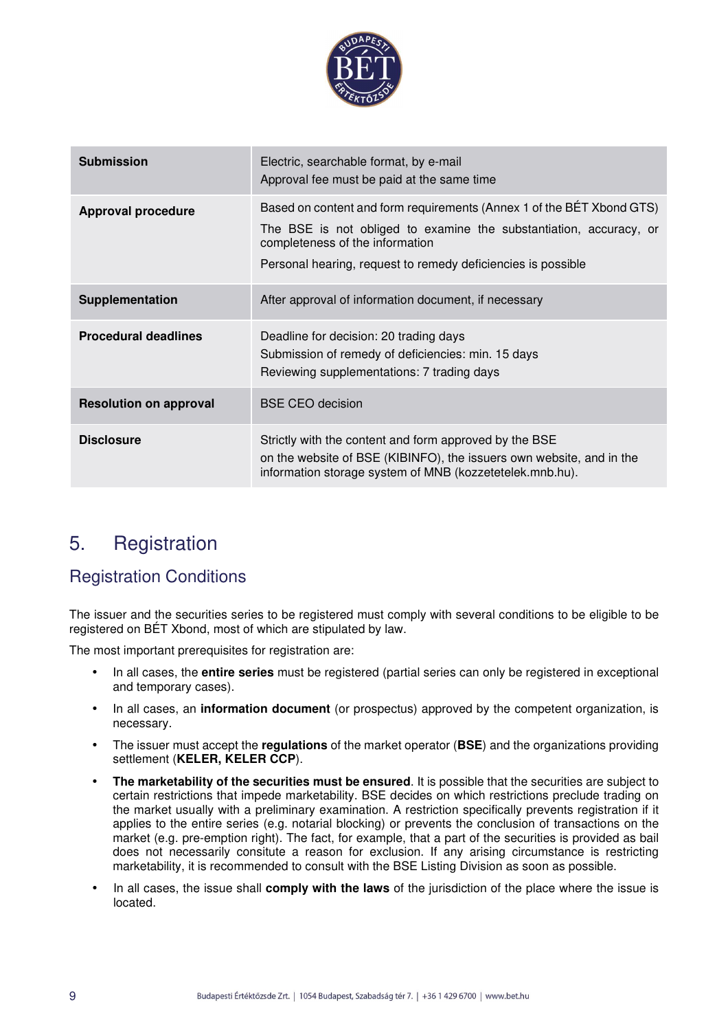| | |
|---|---|
| **Submission** | Electric, searchable format, by e-mail<br>Approval fee must be paid at the same time |
| **Approval procedure** | Based on content and form requirements (Annex 1 of the BÉT Xbond GTS)<br>The BSE is not obliged to examine the substantiation, accuracy, or completeness of the information<br>Personal hearing, request to remedy deficiencies is possible |
| **Supplementation** | After approval of information document, if necessary |
| **Procedural deadlines** | Deadline for decision: 20 trading days<br>Submission of remedy of deficiencies: min. 15 days<br>Reviewing supplementations: 7 trading days |
| **Resolution on approval** | BSE CEO decision |
| **Disclosure** | Strictly with the content and form approved by the BSE<br>on the website of BSE (KIBINFO), the issuers own website, and in the information storage system of MNB (kozzetetelek.mnb.hu). |

# 5. Registration

## Registration Conditions

The issuer and the securities series to be registered must comply with several conditions to be eligible to be registered on BÉT Xbond, most of which are stipulated by law.

The most important prerequisites for registration are:

- In all cases, the **entire series** must be registered (partial series can only be registered in exceptional and temporary cases).
- In all cases, an **information document** (or prospectus) approved by the competent organization, is necessary.
- The issuer must accept the **regulations** of the market operator (**BSE**) and the organizations providing settlement (**KELER, KELER CCP**).
- **The marketability of the securities must be ensured**. It is possible that the securities are subject to certain restrictions that impede marketability. BSE decides on which restrictions preclude trading on the market usually with a preliminary examination. A restriction specifically prevents registration if it applies to the entire series (e.g. notarial blocking) or prevents the conclusion of transactions on the market (e.g. pre-emption right). The fact, for example, that a part of the securities is provided as bail does not necessarily consitute a reason for exclusion. If any arising circumstance is restricting marketability, it is recommended to consult with the BSE Listing Division as soon as possible.
- In all cases, the issue shall **comply with the laws** of the jurisdiction of the place where the issue is located.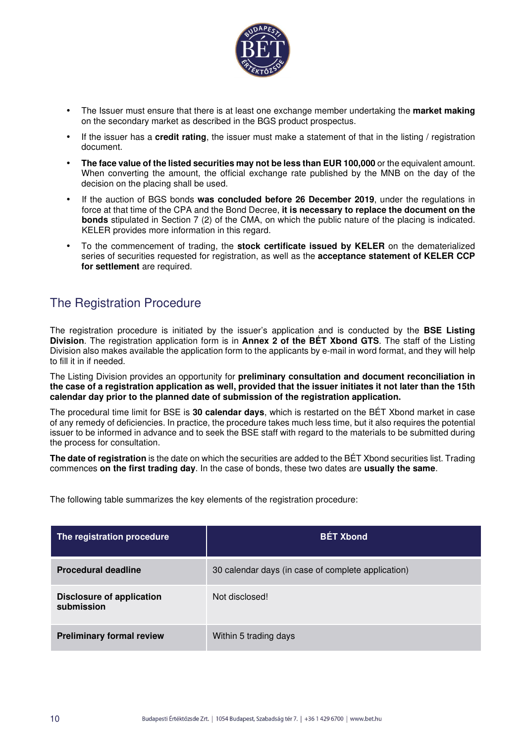- The Issuer must ensure that there is at least one exchange member undertaking the **market making** on the secondary market as described in the BGS product prospectus.
- If the issuer has a **credit rating**, the issuer must make a statement of that in the listing / registration document.
- **The face value of the listed securities may not be less than EUR 100,000** or the equivalent amount. When converting the amount, the official exchange rate published by the MNB on the day of the decision on the placing shall be used.
- If the auction of BGS bonds **was concluded before 26 December 2019**, under the regulations in force at that time of the CPA and the Bond Decree, **it is necessary to replace the document on the bonds** stipulated in Section 7 (2) of the CMA, on which the public nature of the placing is indicated. KELER provides more information in this regard.
- To the commencement of trading, the **stock certificate issued by KELER** on the dematerialized series of securities requested for registration, as well as the **acceptance statement of KELER CCP for settlement** are required.

## The Registration Procedure

The registration procedure is initiated by the issuer's application and is conducted by the **BSE Listing Division**. The registration application form is in **Annex 2 of the BÉT Xbond GTS**. The staff of the Listing Division also makes available the application form to the applicants by e-mail in word format, and they will help to fill it in if needed.

The Listing Division provides an opportunity for **preliminary consultation and document reconciliation in the case of a registration application as well, provided that the issuer initiates it not later than the 15th calendar day prior to the planned date of submission of the registration application.**

The procedural time limit for BSE is **30 calendar days**, which is restarted on the BÉT Xbond market in case of any remedy of deficiencies. In practice, the procedure takes much less time, but it also requires the potential issuer to be informed in advance and to seek the BSE staff with regard to the materials to be submitted during the process for consultation.

**The date of registration** is the date on which the securities are added to the BÉT Xbond securities list. Trading commences **on the first trading day**. In the case of bonds, these two dates are **usually the same**.

The following table summarizes the key elements of the registration procedure:

| The registration procedure | BÉT Xbond |
| --- | --- |
| **Procedural deadline** | 30 calendar days (in case of complete application) |
| **Disclosure of application submission** | Not disclosed! |
| **Preliminary formal review** | Within 5 trading days |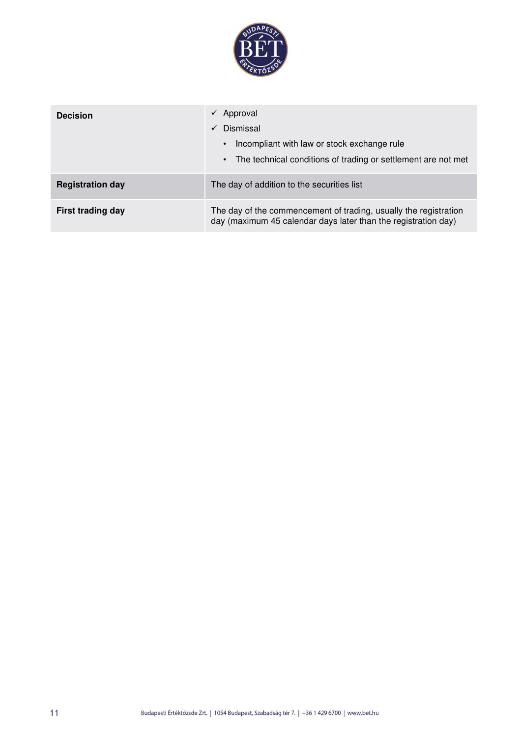| | |
|---|---|
| **Decision** | ✓ Approval<br>✓ Dismissal<br>• Incompliant with law or stock exchange rule<br>• The technical conditions of trading or settlement are not met |
| **Registration day** | The day of addition to the securities list |
| **First trading day** | The day of the commencement of trading, usually the registration day (maximum 45 calendar days later than the registration day) |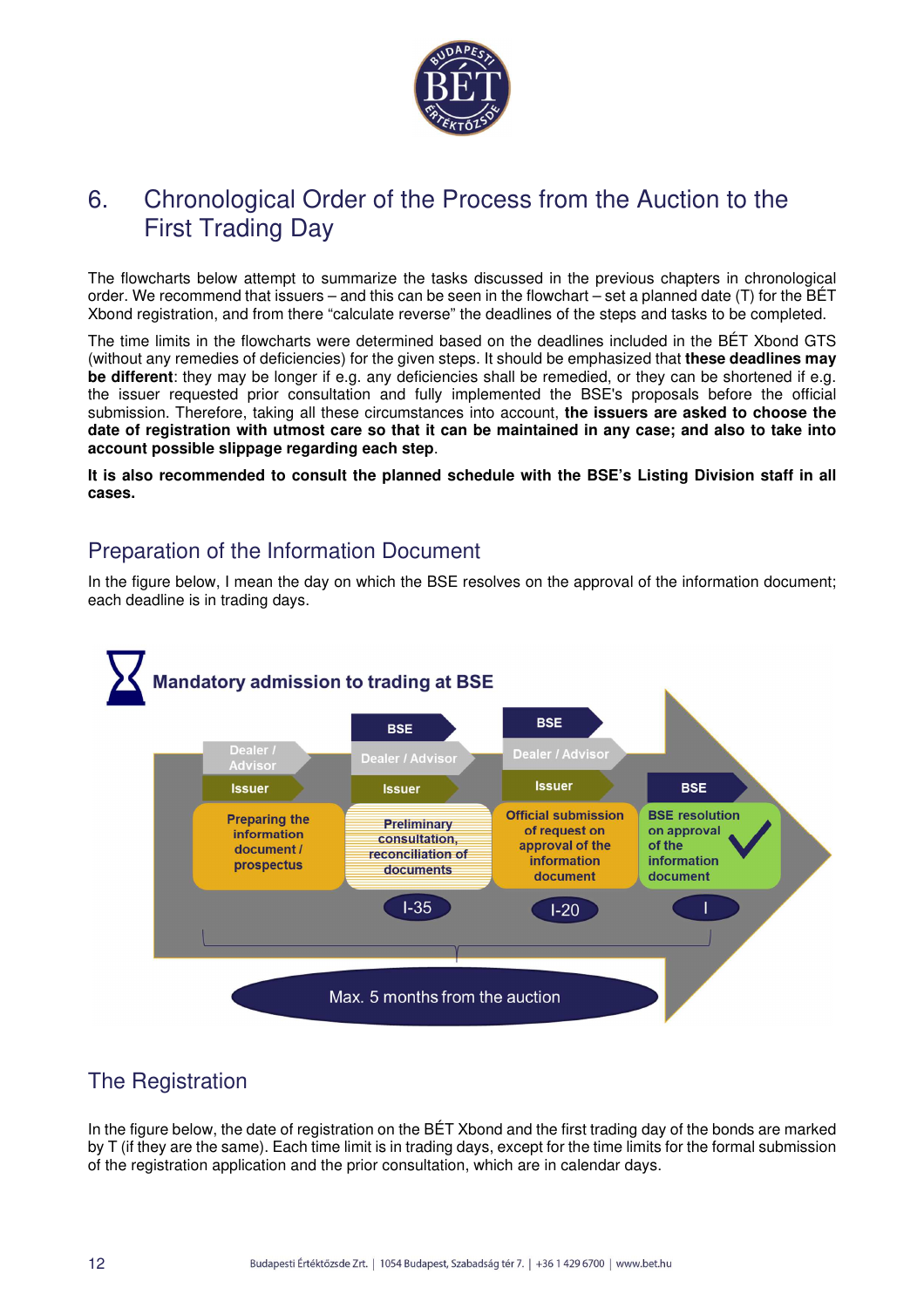# 6. Chronological Order of the Process from the Auction to the First Trading Day

The flowcharts below attempt to summarize the tasks discussed in the previous chapters in chronological order. We recommend that issuers – and this can be seen in the flowchart – set a planned date (T) for the BÉT Xbond registration, and from there "calculate reverse" the deadlines of the steps and tasks to be completed.

The time limits in the flowcharts were determined based on the deadlines included in the BÉT Xbond GTS (without any remedies of deficiencies) for the given steps. It should be emphasized that **these deadlines may be different**: they may be longer if e.g. any deficiencies shall be remedied, or they can be shortened if e.g. the issuer requested prior consultation and fully implemented the BSE's proposals before the official submission. Therefore, taking all these circumstances into account, **the issuers are asked to choose the date of registration with utmost care so that it can be maintained in any case; and also to take into account possible slippage regarding each step**.

**It is also recommended to consult the planned schedule with the BSE's Listing Division staff in all cases.**

## Preparation of the Information Document

In the figure below, I mean the day on which the BSE resolves on the approval of the information document; each deadline is in trading days.

**Mandatory admission to trading at BSE**

| Participants | Step | Deadline |
|---|---|---|
| Dealer / Advisor, Issuer | Preparing the information document / prospectus | |
| BSE, Dealer / Advisor, Issuer | Preliminary consultation, reconciliation of documents | I-35 |
| BSE, Dealer / Advisor, Issuer | Official submission of request on approval of the information document | I-20 |
| BSE | BSE resolution on approval of the information document | I |

Max. 5 months from the auction

## The Registration

In the figure below, the date of registration on the BÉT Xbond and the first trading day of the bonds are marked by T (if they are the same). Each time limit is in trading days, except for the time limits for the formal submission of the registration application and the prior consultation, which are in calendar days.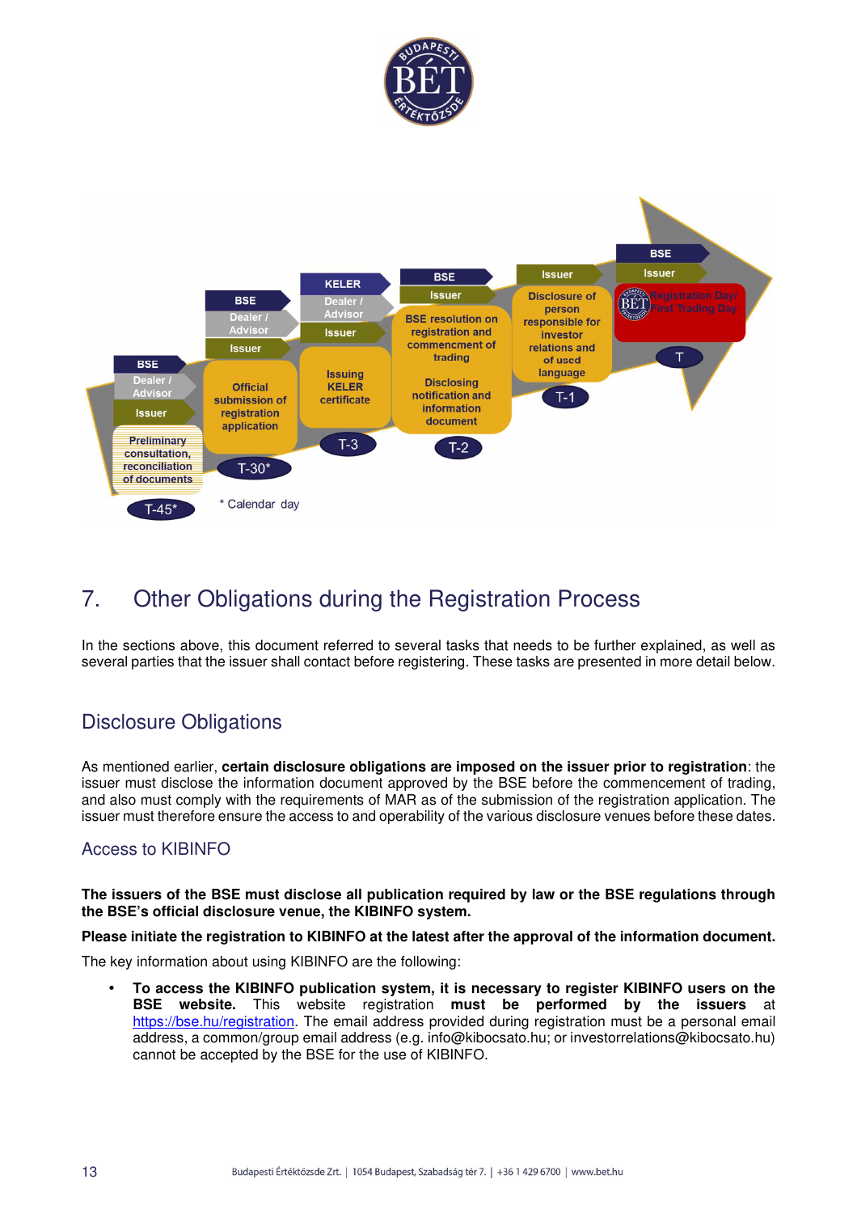| Timing | Parties | Step |
|---|---|---|
| T-45* | BSE, Dealer / Advisor, Issuer | Preliminary consultation, reconciliation of documents |
| T-30* | BSE, Dealer / Advisor, Issuer | Official submission of registration application |
| T-3 | KELER, Dealer / Advisor, Issuer | Issuing KELER certificate |
| T-2 | BSE, Issuer | BSE resolution on registration and commencment of trading; Disclosing notification and information document |
| T-1 | Issuer | Disclosure of person responsible for investor relations and of used language |
| T | BSE, Issuer | Registration Day/ First Trading Day |

\* Calendar day

# 7. Other Obligations during the Registration Process

In the sections above, this document referred to several tasks that needs to be further explained, as well as several parties that the issuer shall contact before registering. These tasks are presented in more detail below.

## Disclosure Obligations

As mentioned earlier, **certain disclosure obligations are imposed on the issuer prior to registration**: the issuer must disclose the information document approved by the BSE before the commencement of trading, and also must comply with the requirements of MAR as of the submission of the registration application. The issuer must therefore ensure the access to and operability of the various disclosure venues before these dates.

### Access to KIBINFO

**The issuers of the BSE must disclose all publication required by law or the BSE regulations through the BSE's official disclosure venue, the KIBINFO system.**

**Please initiate the registration to KIBINFO at the latest after the approval of the information document.**

The key information about using KIBINFO are the following:

- **To access the KIBINFO publication system, it is necessary to register KIBINFO users on the BSE website.** This website registration **must be performed by the issuers** at https://bse.hu/registration. The email address provided during registration must be a personal email address, a common/group email address (e.g. info@kibocsato.hu; or investorrelations@kibocsato.hu) cannot be accepted by the BSE for the use of KIBINFO.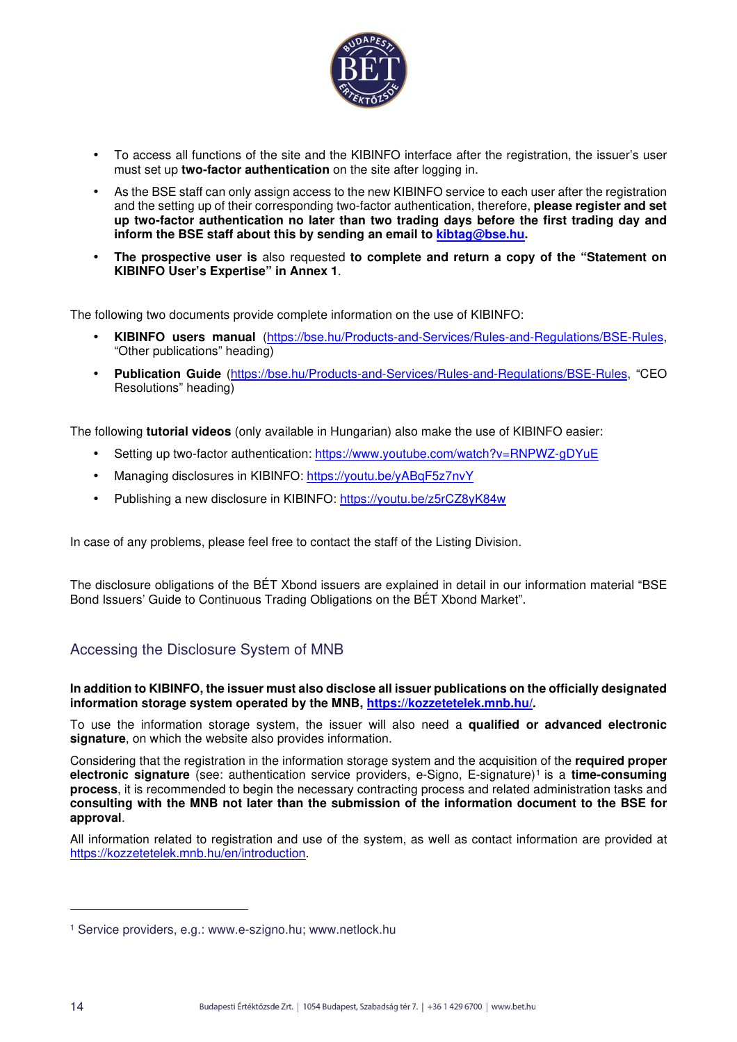- To access all functions of the site and the KIBINFO interface after the registration, the issuer's user must set up **two-factor authentication** on the site after logging in.
- As the BSE staff can only assign access to the new KIBINFO service to each user after the registration and the setting up of their corresponding two-factor authentication, therefore, **please register and set up two-factor authentication no later than two trading days before the first trading day and inform the BSE staff about this by sending an email to kibtag@bse.hu.**
- **The prospective user is** also requested **to complete and return a copy of the "Statement on KIBINFO User's Expertise" in Annex 1**.

The following two documents provide complete information on the use of KIBINFO:

- **KIBINFO users manual** (https://bse.hu/Products-and-Services/Rules-and-Regulations/BSE-Rules, "Other publications" heading)
- **Publication Guide** (https://bse.hu/Products-and-Services/Rules-and-Regulations/BSE-Rules, "CEO Resolutions" heading)

The following **tutorial videos** (only available in Hungarian) also make the use of KIBINFO easier:

- Setting up two-factor authentication: https://www.youtube.com/watch?v=RNPWZ-gDYuE
- Managing disclosures in KIBINFO: https://youtu.be/yABqF5z7nvY
- Publishing a new disclosure in KIBINFO: https://youtu.be/z5rCZ8yK84w

In case of any problems, please feel free to contact the staff of the Listing Division.

The disclosure obligations of the BÉT Xbond issuers are explained in detail in our information material "BSE Bond Issuers' Guide to Continuous Trading Obligations on the BÉT Xbond Market".

## Accessing the Disclosure System of MNB

**In addition to KIBINFO, the issuer must also disclose all issuer publications on the officially designated information storage system operated by the MNB, https://kozzetetelek.mnb.hu/.**

To use the information storage system, the issuer will also need a **qualified or advanced electronic signature**, on which the website also provides information.

Considering that the registration in the information storage system and the acquisition of the **required proper electronic signature** (see: authentication service providers, e-Signo, E-signature)[1] is a **time-consuming process**, it is recommended to begin the necessary contracting process and related administration tasks and **consulting with the MNB not later than the submission of the information document to the BSE for approval**.

All information related to registration and use of the system, as well as contact information are provided at https://kozzetetelek.mnb.hu/en/introduction.

---

[1] Service providers, e.g.: www.e-szigno.hu; www.netlock.hu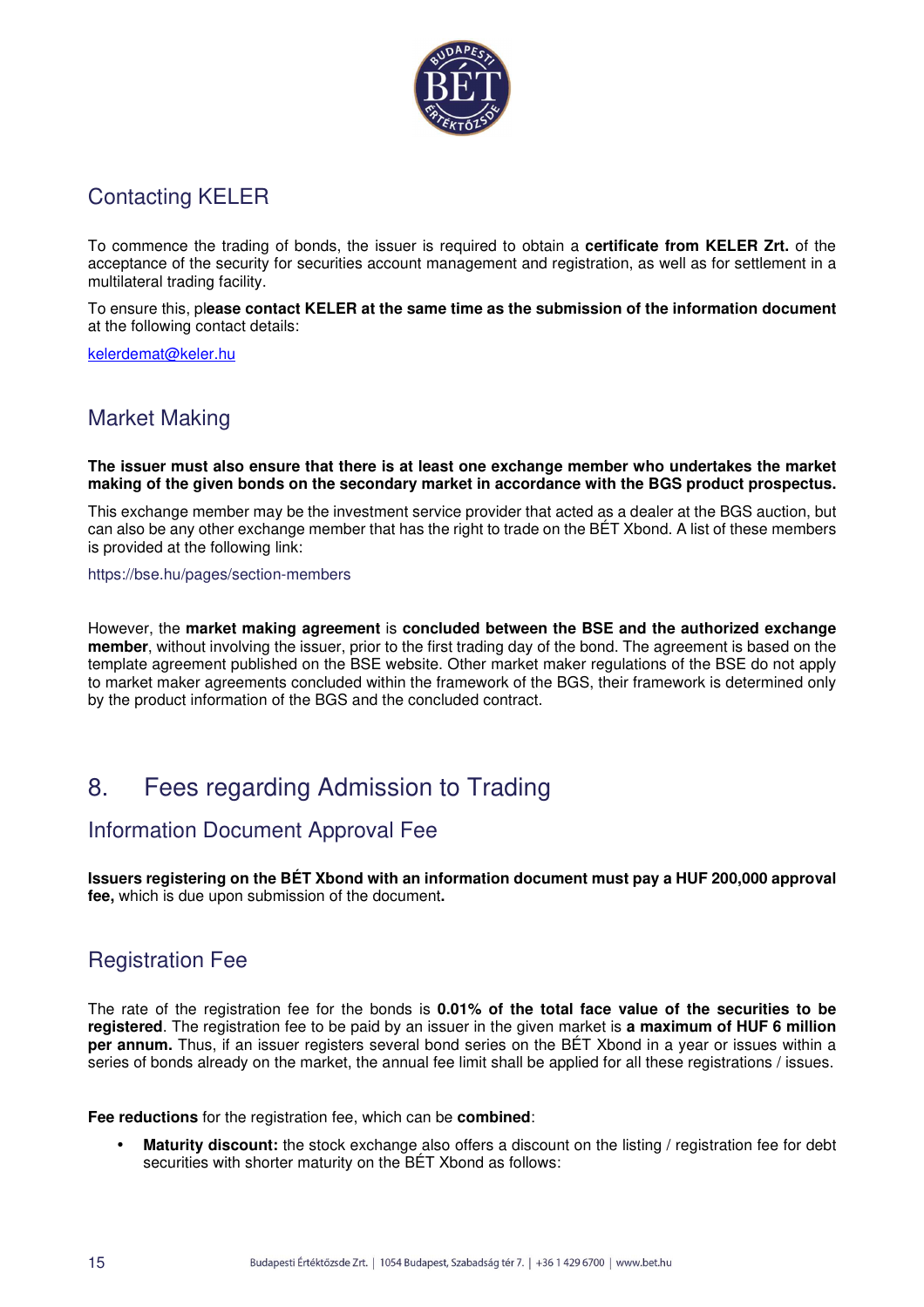## Contacting KELER

To commence the trading of bonds, the issuer is required to obtain a **certificate from KELER Zrt.** of the acceptance of the security for securities account management and registration, as well as for settlement in a multilateral trading facility.

To ensure this, pl**ease contact KELER at the same time as the submission of the information document** at the following contact details:

kelerdemat@keler.hu

## Market Making

**The issuer must also ensure that there is at least one exchange member who undertakes the market making of the given bonds on the secondary market in accordance with the BGS product prospectus.**

This exchange member may be the investment service provider that acted as a dealer at the BGS auction, but can also be any other exchange member that has the right to trade on the BÉT Xbond. A list of these members is provided at the following link:

https://bse.hu/pages/section-members

However, the **market making agreement** is **concluded between the BSE and the authorized exchange member**, without involving the issuer, prior to the first trading day of the bond. The agreement is based on the template agreement published on the BSE website. Other market maker regulations of the BSE do not apply to market maker agreements concluded within the framework of the BGS, their framework is determined only by the product information of the BGS and the concluded contract.

# 8. Fees regarding Admission to Trading

## Information Document Approval Fee

**Issuers registering on the BÉT Xbond with an information document must pay a HUF 200,000 approval fee,** which is due upon submission of the document**.**

## Registration Fee

The rate of the registration fee for the bonds is **0.01% of the total face value of the securities to be registered**. The registration fee to be paid by an issuer in the given market is **a maximum of HUF 6 million per annum.** Thus, if an issuer registers several bond series on the BÉT Xbond in a year or issues within a series of bonds already on the market, the annual fee limit shall be applied for all these registrations / issues.

**Fee reductions** for the registration fee, which can be **combined**:

- **Maturity discount:** the stock exchange also offers a discount on the listing / registration fee for debt securities with shorter maturity on the BÉT Xbond as follows: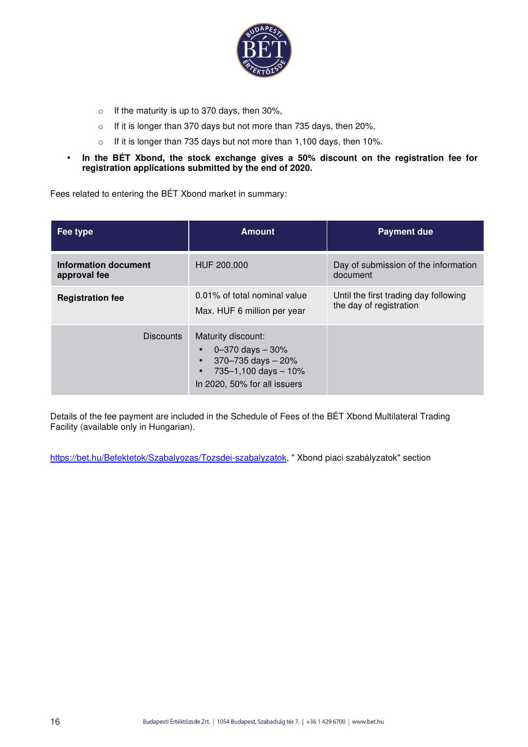- If the maturity is up to 370 days, then 30%,
    - If it is longer than 370 days but not more than 735 days, then 20%,
    - If it is longer than 735 days but not more than 1,100 days, then 10%.
- **In the BÉT Xbond, the stock exchange gives a 50% discount on the registration fee for registration applications submitted by the end of 2020.**

Fees related to entering the BÉT Xbond market in summary:

| Fee type | Amount | Payment due |
|---|---|---|
| **Information document approval fee** | HUF 200,000 | Day of submission of the information document |
| **Registration fee** | 0.01% of total nominal value<br>Max. HUF 6 million per year | Until the first trading day following the day of registration |
| Discounts | Maturity discount:<br>• 0–370 days – 30%<br>• 370–735 days – 20%<br>• 735–1,100 days – 10%<br>In 2020, 50% for all issuers | |

Details of the fee payment are included in the Schedule of Fees of the BÉT Xbond Multilateral Trading Facility (available only in Hungarian).

https://bet.hu/Befektetok/Szabalyozas/Tozsdei-szabalyzatok, " Xbond piaci szabályzatok" section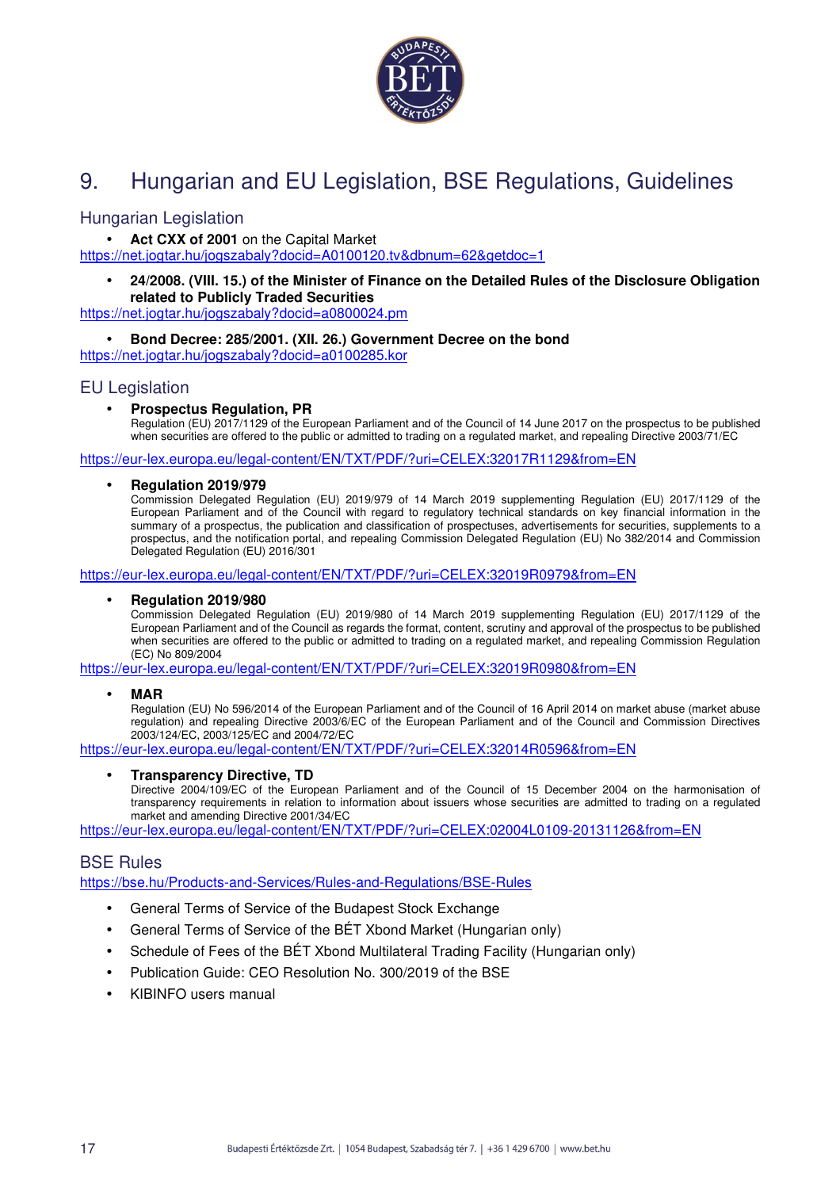# 9. Hungarian and EU Legislation, BSE Regulations, Guidelines

## Hungarian Legislation

- **Act CXX of 2001** on the Capital Market

https://net.jogtar.hu/jogszabaly?docid=A0100120.tv&dbnum=62&getdoc=1

- **24/2008. (VIII. 15.) of the Minister of Finance on the Detailed Rules of the Disclosure Obligation related to Publicly Traded Securities**

https://net.jogtar.hu/jogszabaly?docid=a0800024.pm

- **Bond Decree: 285/2001. (XII. 26.) Government Decree on the bond**

https://net.jogtar.hu/jogszabaly?docid=a0100285.kor

## EU Legislation

- **Prospectus Regulation, PR**
  Regulation (EU) 2017/1129 of the European Parliament and of the Council of 14 June 2017 on the prospectus to be published when securities are offered to the public or admitted to trading on a regulated market, and repealing Directive 2003/71/EC

https://eur-lex.europa.eu/legal-content/EN/TXT/PDF/?uri=CELEX:32017R1129&from=EN

- **Regulation 2019/979**
  Commission Delegated Regulation (EU) 2019/979 of 14 March 2019 supplementing Regulation (EU) 2017/1129 of the European Parliament and of the Council with regard to regulatory technical standards on key financial information in the summary of a prospectus, the publication and classification of prospectuses, advertisements for securities, supplements to a prospectus, and the notification portal, and repealing Commission Delegated Regulation (EU) No 382/2014 and Commission Delegated Regulation (EU) 2016/301

https://eur-lex.europa.eu/legal-content/EN/TXT/PDF/?uri=CELEX:32019R0979&from=EN

- **Regulation 2019/980**
  Commission Delegated Regulation (EU) 2019/980 of 14 March 2019 supplementing Regulation (EU) 2017/1129 of the European Parliament and of the Council as regards the format, content, scrutiny and approval of the prospectus to be published when securities are offered to the public or admitted to trading on a regulated market, and repealing Commission Regulation (EC) No 809/2004

https://eur-lex.europa.eu/legal-content/EN/TXT/PDF/?uri=CELEX:32019R0980&from=EN

- **MAR**
  Regulation (EU) No 596/2014 of the European Parliament and of the Council of 16 April 2014 on market abuse (market abuse regulation) and repealing Directive 2003/6/EC of the European Parliament and of the Council and Commission Directives 2003/124/EC, 2003/125/EC and 2004/72/EC

https://eur-lex.europa.eu/legal-content/EN/TXT/PDF/?uri=CELEX:32014R0596&from=EN

- **Transparency Directive, TD**
  Directive 2004/109/EC of the European Parliament and of the Council of 15 December 2004 on the harmonisation of transparency requirements in relation to information about issuers whose securities are admitted to trading on a regulated market and amending Directive 2001/34/EC

https://eur-lex.europa.eu/legal-content/EN/TXT/PDF/?uri=CELEX:02004L0109-20131126&from=EN

## BSE Rules

https://bse.hu/Products-and-Services/Rules-and-Regulations/BSE-Rules

- General Terms of Service of the Budapest Stock Exchange
- General Terms of Service of the BÉT Xbond Market (Hungarian only)
- Schedule of Fees of the BÉT Xbond Multilateral Trading Facility (Hungarian only)
- Publication Guide: CEO Resolution No. 300/2019 of the BSE
- KIBINFO users manual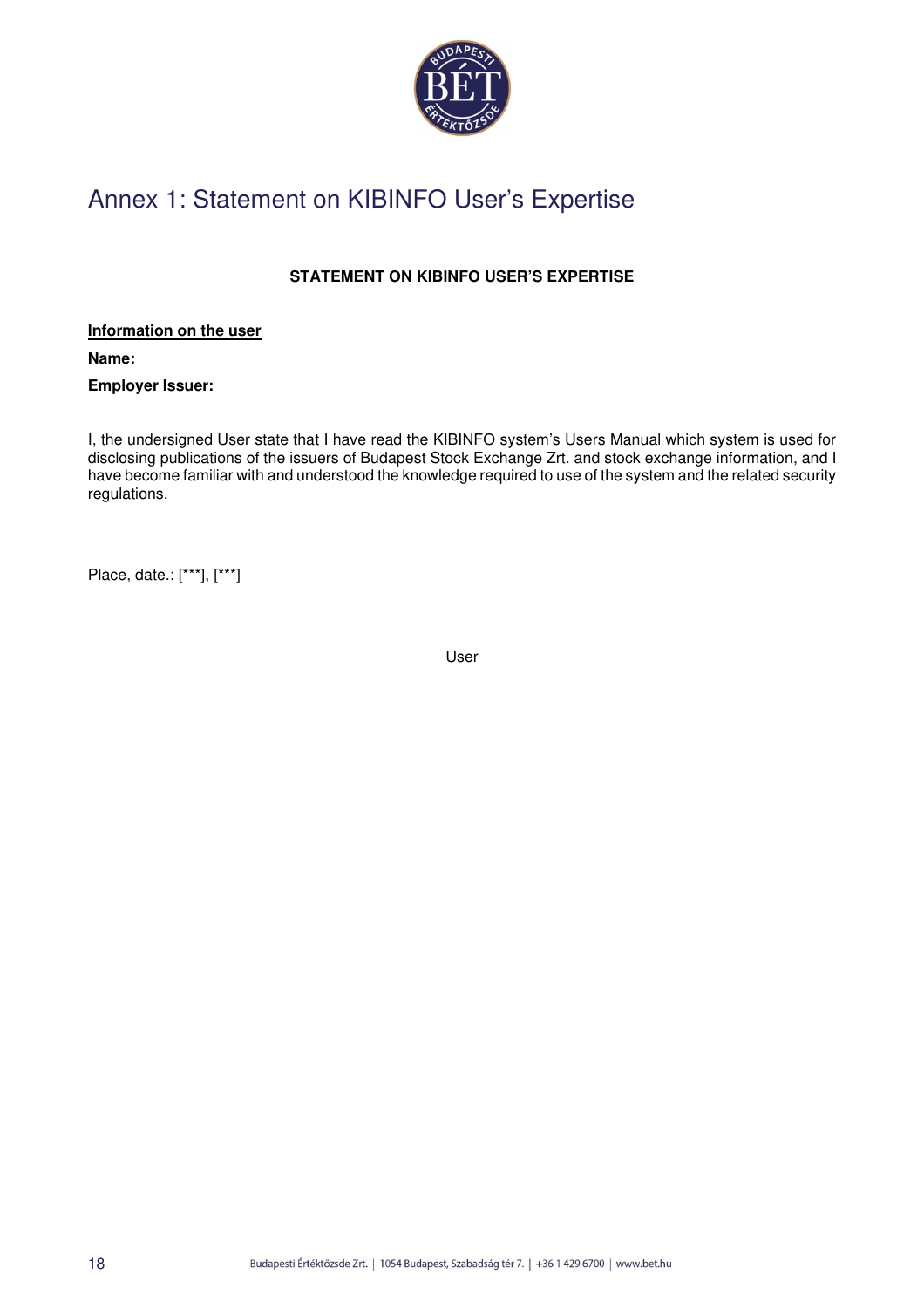# Annex 1: Statement on KIBINFO User's Expertise

**STATEMENT ON KIBINFO USER'S EXPERTISE**

**<u>Information on the user</u>**

**Name:**

**Employer Issuer:**

I, the undersigned User state that I have read the KIBINFO system's Users Manual which system is used for disclosing publications of the issuers of Budapest Stock Exchange Zrt. and stock exchange information, and I have become familiar with and understood the knowledge required to use of the system and the related security regulations.

Place, date.: [***], [***]

User